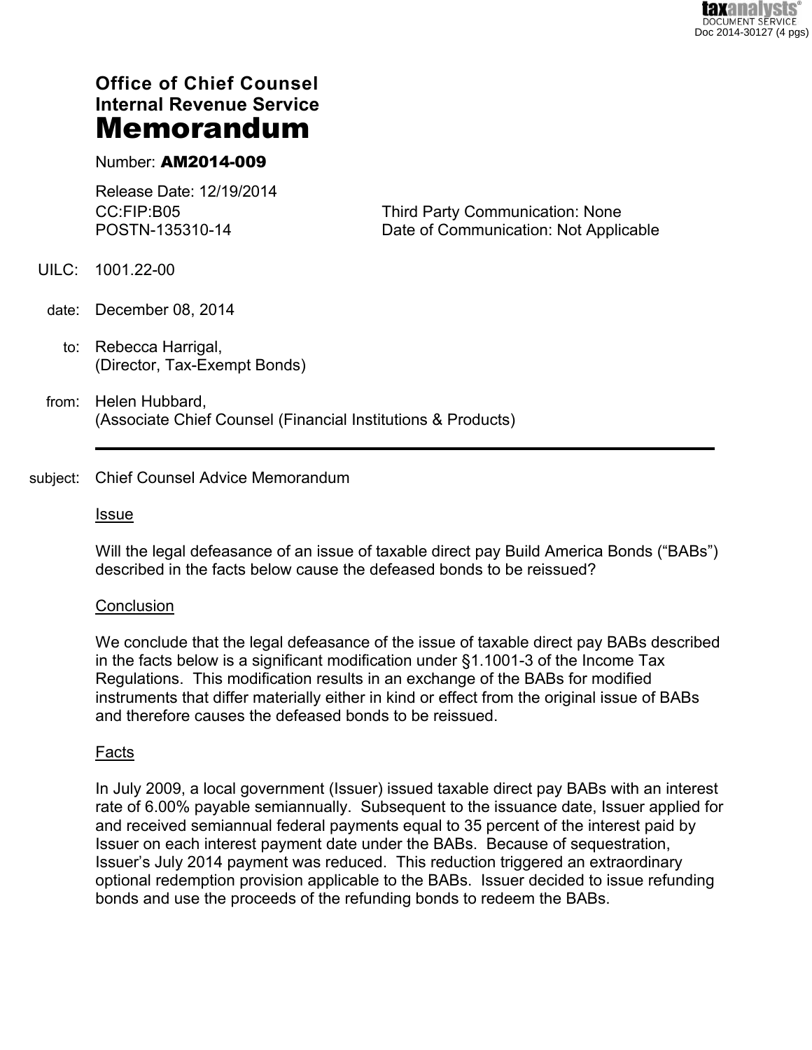**Office of Chief Counsel**
**Internal Revenue Service**
# Memorandum

Number: **AM2014-009**

Release Date: 12/19/2014

CC:FIP:B05 Third Party Communication: None
POSTN-135310-14 Date of Communication: Not Applicable

UILC: 1001.22-00

date: December 08, 2014

to: Rebecca Harrigal,
(Director, Tax-Exempt Bonds)

from: Helen Hubbard,
(Associate Chief Counsel (Financial Institutions & Products)

---

subject: Chief Counsel Advice Memorandum

## Issue

Will the legal defeasance of an issue of taxable direct pay Build America Bonds ("BABs") described in the facts below cause the defeased bonds to be reissued?

## Conclusion

We conclude that the legal defeasance of the issue of taxable direct pay BABs described in the facts below is a significant modification under §1.1001-3 of the Income Tax Regulations. This modification results in an exchange of the BABs for modified instruments that differ materially either in kind or effect from the original issue of BABs and therefore causes the defeased bonds to be reissued.

## Facts

In July 2009, a local government (Issuer) issued taxable direct pay BABs with an interest rate of 6.00% payable semiannually. Subsequent to the issuance date, Issuer applied for and received semiannual federal payments equal to 35 percent of the interest paid by Issuer on each interest payment date under the BABs. Because of sequestration, Issuer's July 2014 payment was reduced. This reduction triggered an extraordinary optional redemption provision applicable to the BABs. Issuer decided to issue refunding bonds and use the proceeds of the refunding bonds to redeem the BABs.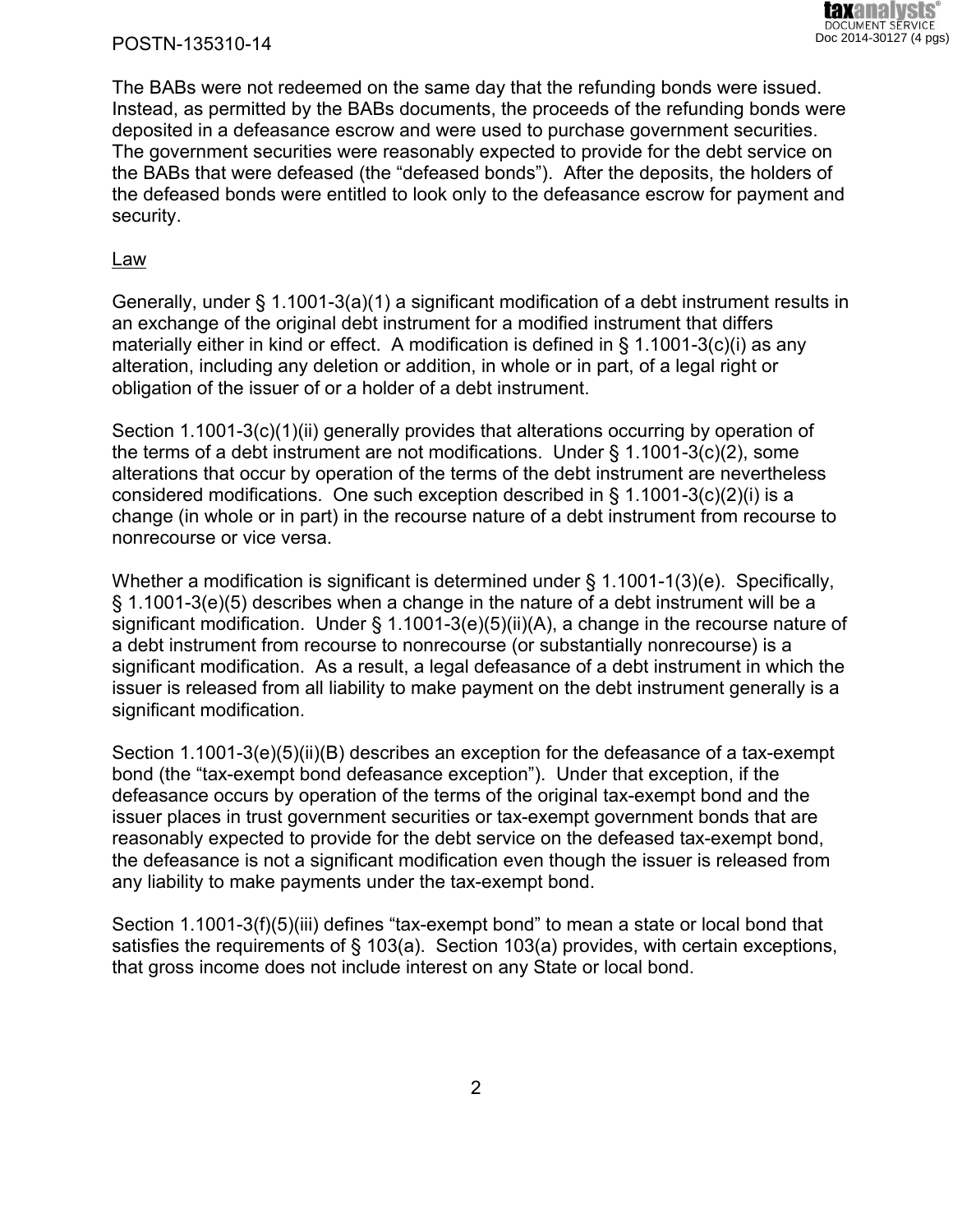The BABs were not redeemed on the same day that the refunding bonds were issued. Instead, as permitted by the BABs documents, the proceeds of the refunding bonds were deposited in a defeasance escrow and were used to purchase government securities. The government securities were reasonably expected to provide for the debt service on the BABs that were defeased (the "defeased bonds"). After the deposits, the holders of the defeased bonds were entitled to look only to the defeasance escrow for payment and security.

Law

Generally, under § 1.1001-3(a)(1) a significant modification of a debt instrument results in an exchange of the original debt instrument for a modified instrument that differs materially either in kind or effect. A modification is defined in § 1.1001-3(c)(i) as any alteration, including any deletion or addition, in whole or in part, of a legal right or obligation of the issuer of or a holder of a debt instrument.

Section 1.1001-3(c)(1)(ii) generally provides that alterations occurring by operation of the terms of a debt instrument are not modifications. Under § 1.1001-3(c)(2), some alterations that occur by operation of the terms of the debt instrument are nevertheless considered modifications. One such exception described in § 1.1001-3(c)(2)(i) is a change (in whole or in part) in the recourse nature of a debt instrument from recourse to nonrecourse or vice versa.

Whether a modification is significant is determined under § 1.1001-1(3)(e). Specifically, § 1.1001-3(e)(5) describes when a change in the nature of a debt instrument will be a significant modification. Under § 1.1001-3(e)(5)(ii)(A), a change in the recourse nature of a debt instrument from recourse to nonrecourse (or substantially nonrecourse) is a significant modification. As a result, a legal defeasance of a debt instrument in which the issuer is released from all liability to make payment on the debt instrument generally is a significant modification.

Section 1.1001-3(e)(5)(ii)(B) describes an exception for the defeasance of a tax-exempt bond (the "tax-exempt bond defeasance exception"). Under that exception, if the defeasance occurs by operation of the terms of the original tax-exempt bond and the issuer places in trust government securities or tax-exempt government bonds that are reasonably expected to provide for the debt service on the defeased tax-exempt bond, the defeasance is not a significant modification even though the issuer is released from any liability to make payments under the tax-exempt bond.

Section 1.1001-3(f)(5)(iii) defines "tax-exempt bond" to mean a state or local bond that satisfies the requirements of § 103(a). Section 103(a) provides, with certain exceptions, that gross income does not include interest on any State or local bond.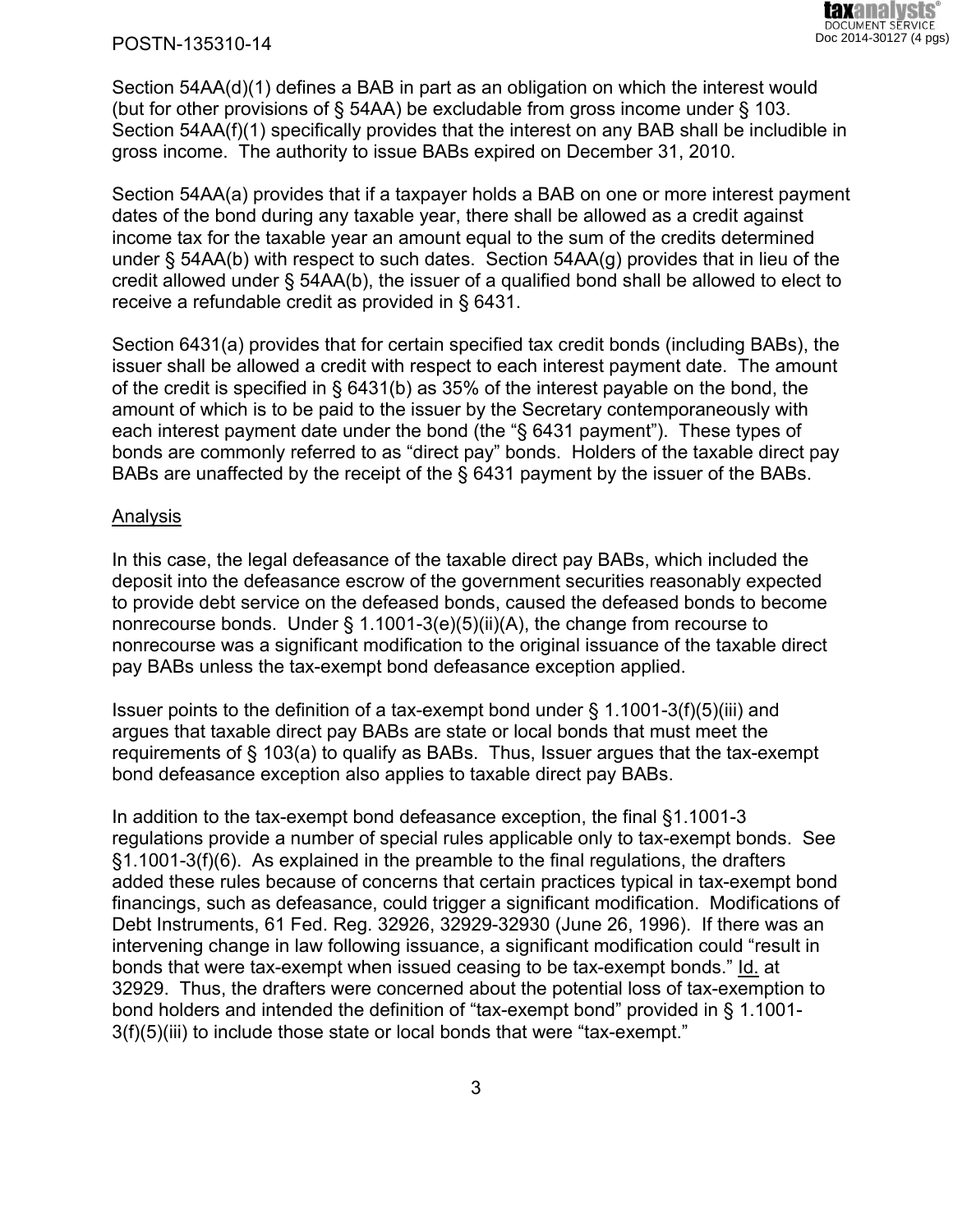Section 54AA(d)(1) defines a BAB in part as an obligation on which the interest would (but for other provisions of § 54AA) be excludable from gross income under § 103. Section 54AA(f)(1) specifically provides that the interest on any BAB shall be includible in gross income. The authority to issue BABs expired on December 31, 2010.

Section 54AA(a) provides that if a taxpayer holds a BAB on one or more interest payment dates of the bond during any taxable year, there shall be allowed as a credit against income tax for the taxable year an amount equal to the sum of the credits determined under § 54AA(b) with respect to such dates. Section 54AA(g) provides that in lieu of the credit allowed under § 54AA(b), the issuer of a qualified bond shall be allowed to elect to receive a refundable credit as provided in § 6431.

Section 6431(a) provides that for certain specified tax credit bonds (including BABs), the issuer shall be allowed a credit with respect to each interest payment date. The amount of the credit is specified in § 6431(b) as 35% of the interest payable on the bond, the amount of which is to be paid to the issuer by the Secretary contemporaneously with each interest payment date under the bond (the "§ 6431 payment"). These types of bonds are commonly referred to as "direct pay" bonds. Holders of the taxable direct pay BABs are unaffected by the receipt of the § 6431 payment by the issuer of the BABs.

Analysis

In this case, the legal defeasance of the taxable direct pay BABs, which included the deposit into the defeasance escrow of the government securities reasonably expected to provide debt service on the defeased bonds, caused the defeased bonds to become nonrecourse bonds. Under § 1.1001-3(e)(5)(ii)(A), the change from recourse to nonrecourse was a significant modification to the original issuance of the taxable direct pay BABs unless the tax-exempt bond defeasance exception applied.

Issuer points to the definition of a tax-exempt bond under § 1.1001-3(f)(5)(iii) and argues that taxable direct pay BABs are state or local bonds that must meet the requirements of § 103(a) to qualify as BABs. Thus, Issuer argues that the tax-exempt bond defeasance exception also applies to taxable direct pay BABs.

In addition to the tax-exempt bond defeasance exception, the final §1.1001-3 regulations provide a number of special rules applicable only to tax-exempt bonds. See §1.1001-3(f)(6). As explained in the preamble to the final regulations, the drafters added these rules because of concerns that certain practices typical in tax-exempt bond financings, such as defeasance, could trigger a significant modification. Modifications of Debt Instruments, 61 Fed. Reg. 32926, 32929-32930 (June 26, 1996). If there was an intervening change in law following issuance, a significant modification could "result in bonds that were tax-exempt when issued ceasing to be tax-exempt bonds." Id. at 32929. Thus, the drafters were concerned about the potential loss of tax-exemption to bond holders and intended the definition of "tax-exempt bond" provided in § 1.1001-3(f)(5)(iii) to include those state or local bonds that were "tax-exempt."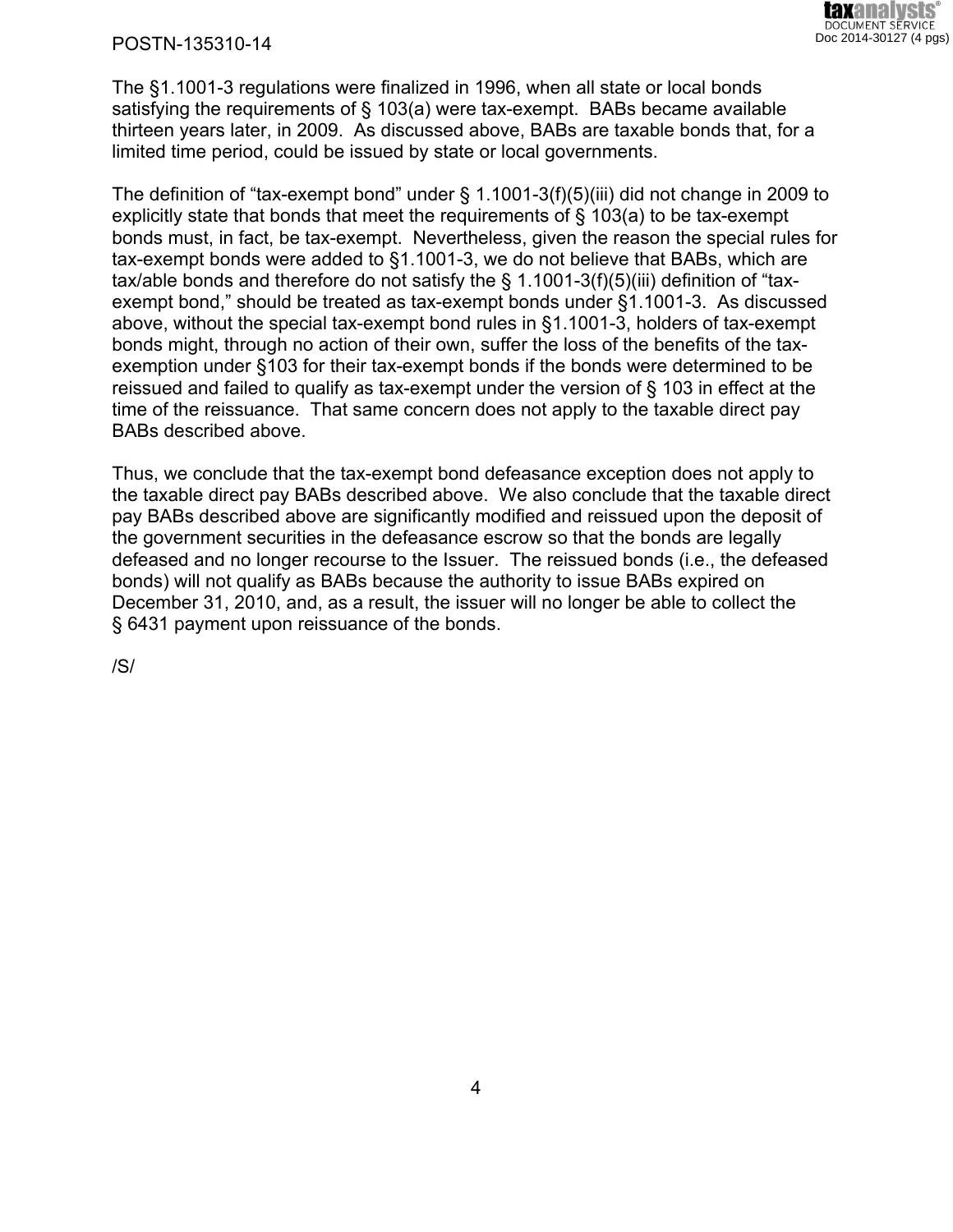The §1.1001-3 regulations were finalized in 1996, when all state or local bonds satisfying the requirements of § 103(a) were tax-exempt. BABs became available thirteen years later, in 2009. As discussed above, BABs are taxable bonds that, for a limited time period, could be issued by state or local governments.

The definition of "tax-exempt bond" under § 1.1001-3(f)(5)(iii) did not change in 2009 to explicitly state that bonds that meet the requirements of § 103(a) to be tax-exempt bonds must, in fact, be tax-exempt. Nevertheless, given the reason the special rules for tax-exempt bonds were added to §1.1001-3, we do not believe that BABs, which are tax/able bonds and therefore do not satisfy the § 1.1001-3(f)(5)(iii) definition of "tax-exempt bond," should be treated as tax-exempt bonds under §1.1001-3. As discussed above, without the special tax-exempt bond rules in §1.1001-3, holders of tax-exempt bonds might, through no action of their own, suffer the loss of the benefits of the tax-exemption under §103 for their tax-exempt bonds if the bonds were determined to be reissued and failed to qualify as tax-exempt under the version of § 103 in effect at the time of the reissuance. That same concern does not apply to the taxable direct pay BABs described above.

Thus, we conclude that the tax-exempt bond defeasance exception does not apply to the taxable direct pay BABs described above. We also conclude that the taxable direct pay BABs described above are significantly modified and reissued upon the deposit of the government securities in the defeasance escrow so that the bonds are legally defeased and no longer recourse to the Issuer. The reissued bonds (i.e., the defeased bonds) will not qualify as BABs because the authority to issue BABs expired on December 31, 2010, and, as a result, the issuer will no longer be able to collect the § 6431 payment upon reissuance of the bonds.

/S/